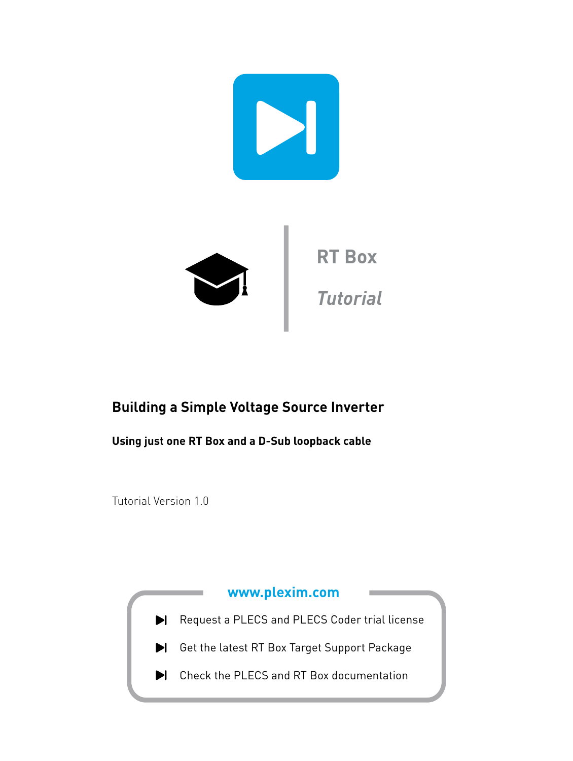RT Box

*Tutorial*

# Building a Simple Voltage Source Inverter

## Using just one RT Box and a D-Sub loopback cable

Tutorial Version 1.0

**www.plexim.com**

- Request a PLECS and PLECS Coder trial license
- Get the latest RT Box Target Support Package
- Check the PLECS and RT Box documentation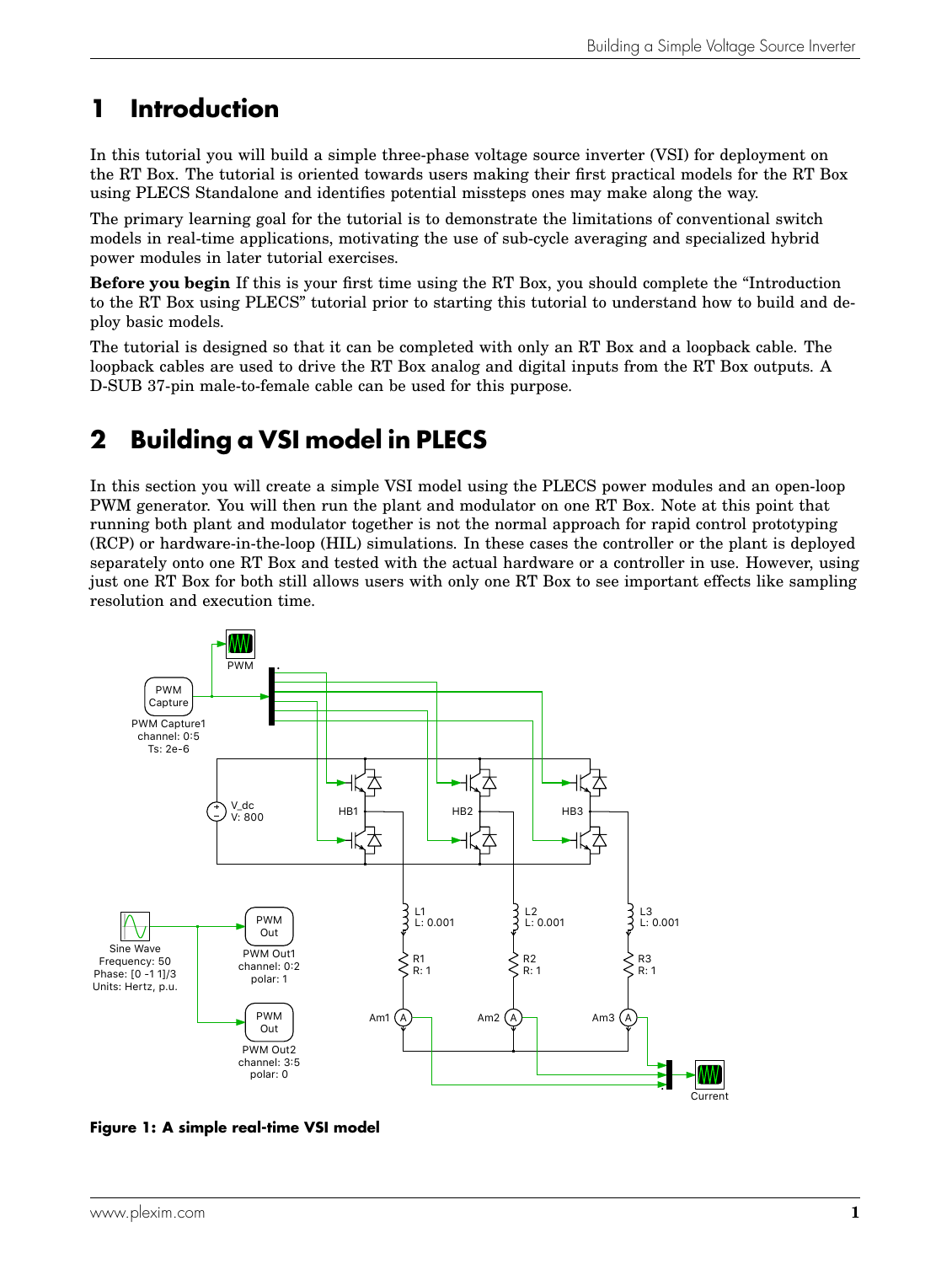# 1 Introduction

In this tutorial you will build a simple three-phase voltage source inverter (VSI) for deployment on the RT Box. The tutorial is oriented towards users making their first practical models for the RT Box using PLECS Standalone and identifies potential missteps ones may make along the way.

The primary learning goal for the tutorial is to demonstrate the limitations of conventional switch models in real-time applications, motivating the use of sub-cycle averaging and specialized hybrid power modules in later tutorial exercises.

**Before you begin** If this is your first time using the RT Box, you should complete the "Introduction to the RT Box using PLECS" tutorial prior to starting this tutorial to understand how to build and deploy basic models.

The tutorial is designed so that it can be completed with only an RT Box and a loopback cable. The loopback cables are used to drive the RT Box analog and digital inputs from the RT Box outputs. A D-SUB 37-pin male-to-female cable can be used for this purpose.

# 2 Building a VSI model in PLECS

In this section you will create a simple VSI model using the PLECS power modules and an open-loop PWM generator. You will then run the plant and modulator on one RT Box. Note at this point that running both plant and modulator together is not the normal approach for rapid control prototyping (RCP) or hardware-in-the-loop (HIL) simulations. In these cases the controller or the plant is deployed separately onto one RT Box and tested with the actual hardware or a controller in use. However, using just one RT Box for both still allows users with only one RT Box to see important effects like sampling resolution and execution time.

**Figure 1: A simple real-time VSI model**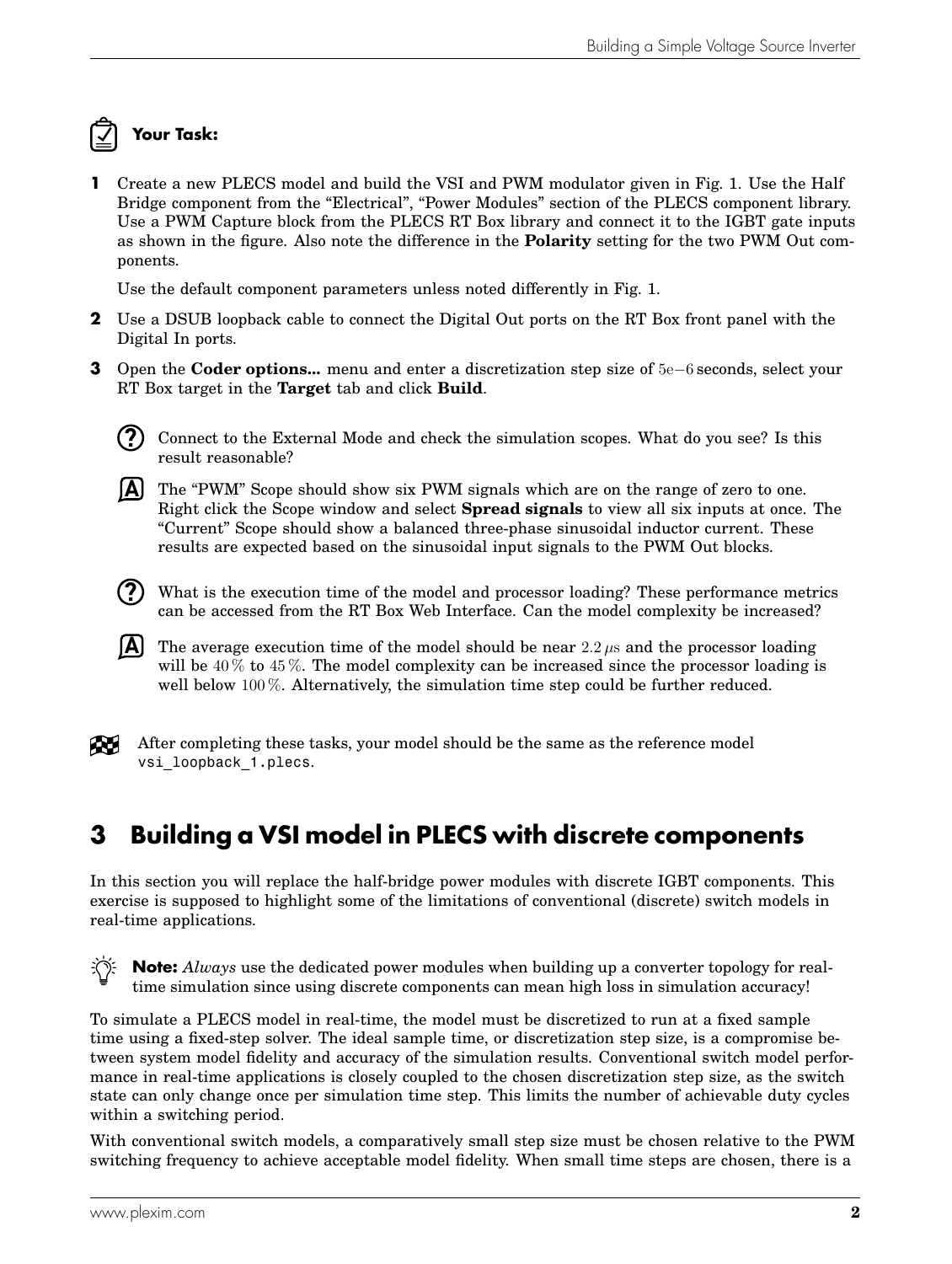**Your Task:**

**1** Create a new PLECS model and build the VSI and PWM modulator given in Fig. 1. Use the Half Bridge component from the “Electrical”, “Power Modules” section of the PLECS component library. Use a PWM Capture block from the PLECS RT Box library and connect it to the IGBT gate inputs as shown in the figure. Also note the difference in the **Polarity** setting for the two PWM Out components.

Use the default component parameters unless noted differently in Fig. 1.

**2** Use a DSUB loopback cable to connect the Digital Out ports on the RT Box front panel with the Digital In ports.

**3** Open the **Coder options...** menu and enter a discretization step size of $5\mathrm{e}{-6}$ seconds, select your RT Box target in the **Target** tab and click **Build**.

**?** Connect to the External Mode and check the simulation scopes. What do you see? Is this result reasonable?

**A** The “PWM” Scope should show six PWM signals which are on the range of zero to one. Right click the Scope window and select **Spread signals** to view all six inputs at once. The “Current” Scope should show a balanced three-phase sinusoidal inductor current. These results are expected based on the sinusoidal input signals to the PWM Out blocks.

**?** What is the execution time of the model and processor loading? These performance metrics can be accessed from the RT Box Web Interface. Can the model complexity be increased?

**A** The average execution time of the model should be near $2.2\,\mu\mathrm{s}$ and the processor loading will be $40\,\%$ to $45\,\%$. The model complexity can be increased since the processor loading is well below $100\,\%$. Alternatively, the simulation time step could be further reduced.

After completing these tasks, your model should be the same as the reference model `vsi_loopback_1.plecs`.

## 3 Building a VSI model in PLECS with discrete components

In this section you will replace the half-bridge power modules with discrete IGBT components. This exercise is supposed to highlight some of the limitations of conventional (discrete) switch models in real-time applications.

**Note:** *Always* use the dedicated power modules when building up a converter topology for real-time simulation since using discrete components can mean high loss in simulation accuracy!

To simulate a PLECS model in real-time, the model must be discretized to run at a fixed sample time using a fixed-step solver. The ideal sample time, or discretization step size, is a compromise between system model fidelity and accuracy of the simulation results. Conventional switch model performance in real-time applications is closely coupled to the chosen discretization step size, as the switch state can only change once per simulation time step. This limits the number of achievable duty cycles within a switching period.

With conventional switch models, a comparatively small step size must be chosen relative to the PWM switching frequency to achieve acceptable model fidelity. When small time steps are chosen, there is a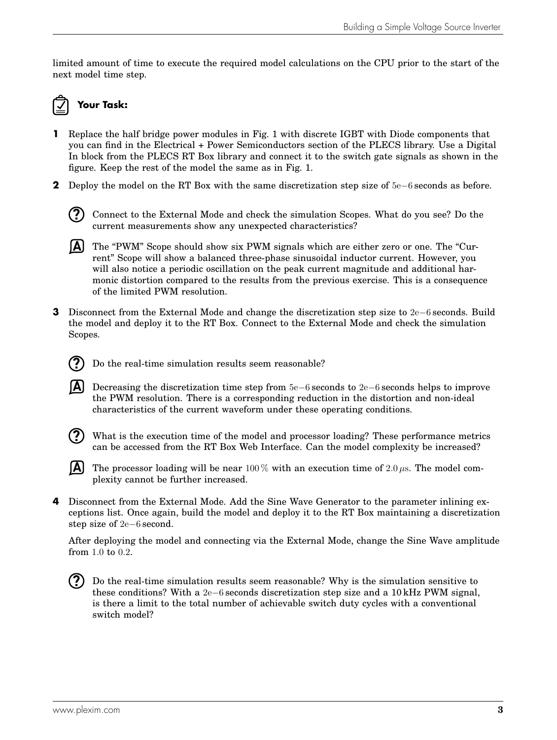limited amount of time to execute the required model calculations on the CPU prior to the start of the next model time step.

**Your Task:**

**1** Replace the half bridge power modules in Fig. 1 with discrete IGBT with Diode components that you can find in the Electrical + Power Semiconductors section of the PLECS library. Use a Digital In block from the PLECS RT Box library and connect it to the switch gate signals as shown in the figure. Keep the rest of the model the same as in Fig. 1.

**2** Deploy the model on the RT Box with the same discretization step size of $5\mathrm{e}{-6}$ seconds as before.

**?** Connect to the External Mode and check the simulation Scopes. What do you see? Do the current measurements show any unexpected characteristics?

**A** The "PWM" Scope should show six PWM signals which are either zero or one. The "Current" Scope will show a balanced three-phase sinusoidal inductor current. However, you will also notice a periodic oscillation on the peak current magnitude and additional harmonic distortion compared to the results from the previous exercise. This is a consequence of the limited PWM resolution.

**3** Disconnect from the External Mode and change the discretization step size to $2\mathrm{e}{-6}$ seconds. Build the model and deploy it to the RT Box. Connect to the External Mode and check the simulation Scopes.

**?** Do the real-time simulation results seem reasonable?

**A** Decreasing the discretization time step from $5\mathrm{e}{-6}$ seconds to $2\mathrm{e}{-6}$ seconds helps to improve the PWM resolution. There is a corresponding reduction in the distortion and non-ideal characteristics of the current waveform under these operating conditions.

**?** What is the execution time of the model and processor loading? These performance metrics can be accessed from the RT Box Web Interface. Can the model complexity be increased?

**A** The processor loading will be near $100\,\%$ with an execution time of $2.0\,\mu\mathrm{s}$. The model complexity cannot be further increased.

**4** Disconnect from the External Mode. Add the Sine Wave Generator to the parameter inlining exceptions list. Once again, build the model and deploy it to the RT Box maintaining a discretization step size of $2\mathrm{e}{-6}$ second.

After deploying the model and connecting via the External Mode, change the Sine Wave amplitude from $1.0$ to $0.2$.

**?** Do the real-time simulation results seem reasonable? Why is the simulation sensitive to these conditions? With a $2\mathrm{e}{-6}$ seconds discretization step size and a 10 kHz PWM signal, is there a limit to the total number of achievable switch duty cycles with a conventional switch model?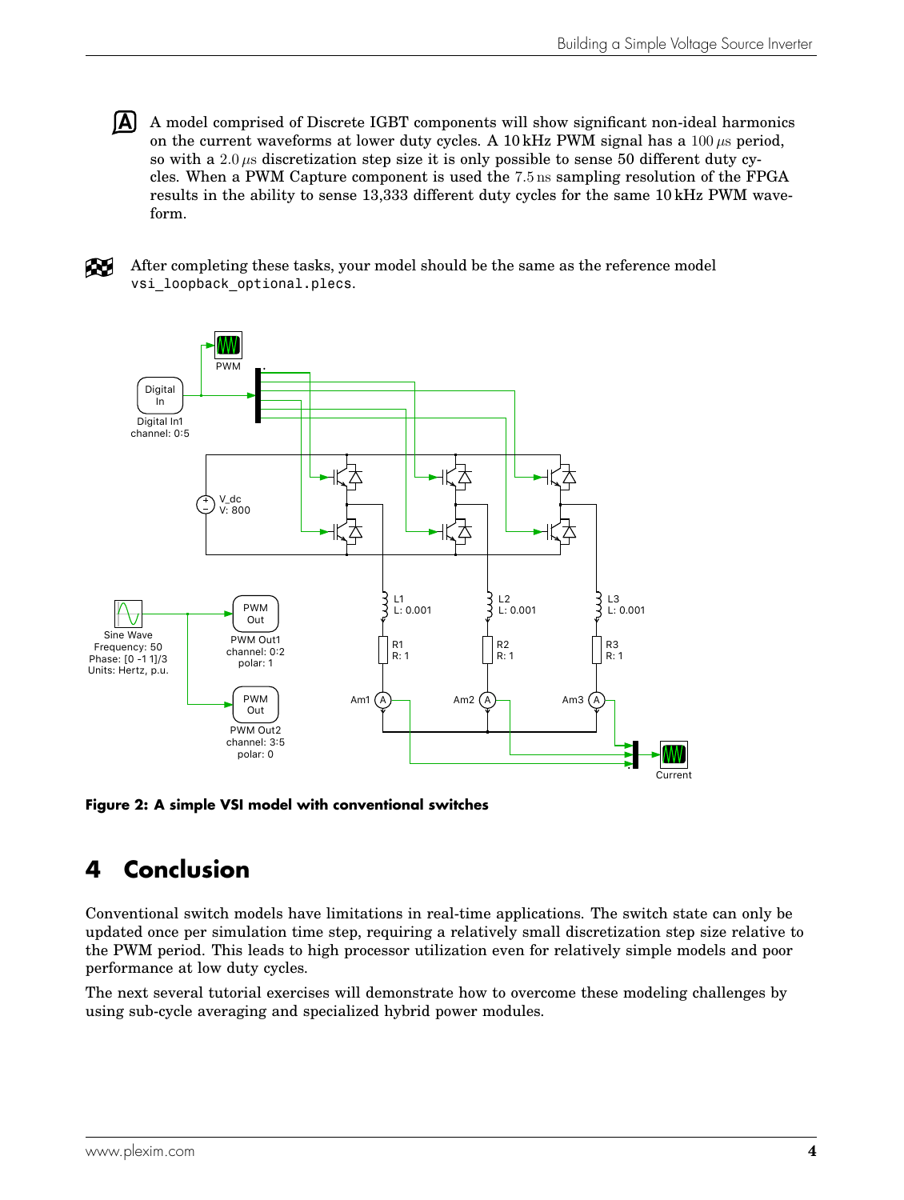A model comprised of Discrete IGBT components will show significant non-ideal harmonics on the current waveforms at lower duty cycles. A 10 kHz PWM signal has a $100\,\mu s$ period, so with a $2.0\,\mu s$ discretization step size it is only possible to sense 50 different duty cycles. When a PWM Capture component is used the $7.5\,ns$ sampling resolution of the FPGA results in the ability to sense 13,333 different duty cycles for the same 10 kHz PWM waveform.

After completing these tasks, your model should be the same as the reference model `vsi_loopback_optional.plecs`.

**Figure 2: A simple VSI model with conventional switches**

# 4 Conclusion

Conventional switch models have limitations in real-time applications. The switch state can only be updated once per simulation time step, requiring a relatively small discretization step size relative to the PWM period. This leads to high processor utilization even for relatively simple models and poor performance at low duty cycles.

The next several tutorial exercises will demonstrate how to overcome these modeling challenges by using sub-cycle averaging and specialized hybrid power modules.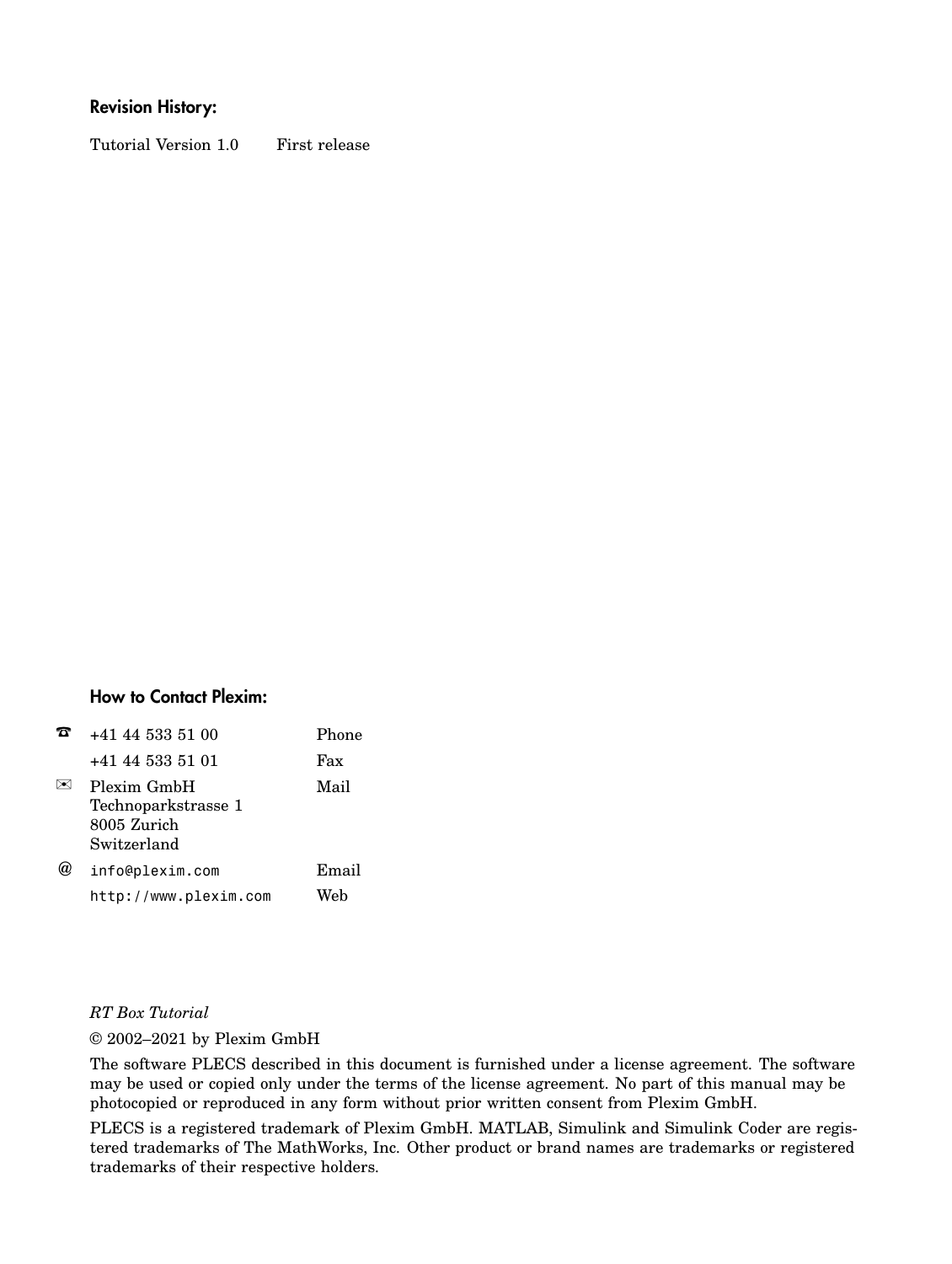## Revision History:

| | |
|---|---|
| Tutorial Version 1.0 | First release |

## How to Contact Plexim:

| | | |
|---|---|---|
| ☎ | +41 44 533 51 00 | Phone |
| | +41 44 533 51 01 | Fax |
| ✉ | Plexim GmbH<br>Technoparkstrasse 1<br>8005 Zurich<br>Switzerland | Mail |
| @ | info@plexim.com | Email |
| | http://www.plexim.com | Web |

*RT Box Tutorial*

© 2002–2021 by Plexim GmbH

The software PLECS described in this document is furnished under a license agreement. The software may be used or copied only under the terms of the license agreement. No part of this manual may be photocopied or reproduced in any form without prior written consent from Plexim GmbH.

PLECS is a registered trademark of Plexim GmbH. MATLAB, Simulink and Simulink Coder are registered trademarks of The MathWorks, Inc. Other product or brand names are trademarks or registered trademarks of their respective holders.